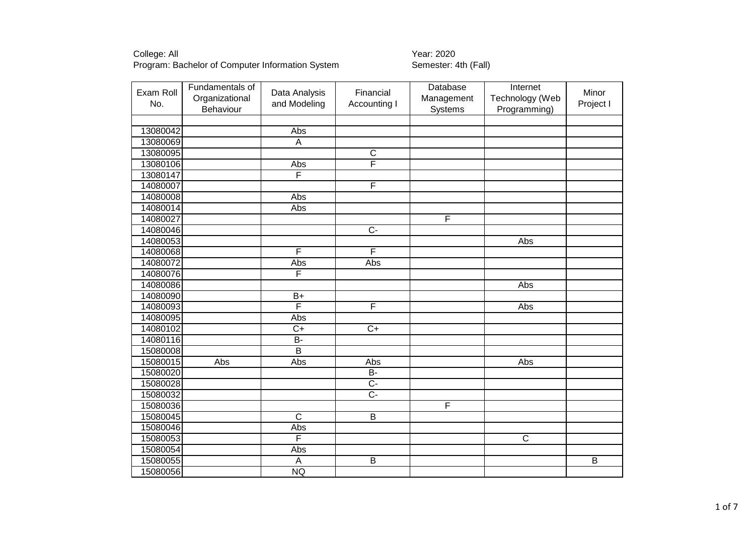College: All
Program: Bachelor of Computer Information System

Year: 2020
Semester: 4th (Fall)

| Exam Roll No. | Fundamentals of Organizational Behaviour | Data Analysis and Modeling | Financial Accounting I | Database Management Systems | Internet Technology (Web Programming) | Minor Project I |
|---|---|---|---|---|---|---|
| | | | | | | |
| 13080042 | | Abs | | | | |
| 13080069 | | A | | | | |
| 13080095 | | | C | | | |
| 13080106 | | Abs | F | | | |
| 13080147 | | F | | | | |
| 14080007 | | | F | | | |
| 14080008 | | Abs | | | | |
| 14080014 | | Abs | | | | |
| 14080027 | | | | F | | |
| 14080046 | | | C- | | | |
| 14080053 | | | | | Abs | |
| 14080068 | | F | F | | | |
| 14080072 | | Abs | Abs | | | |
| 14080076 | | F | | | | |
| 14080086 | | | | | Abs | |
| 14080090 | | B+ | | | | |
| 14080093 | | F | F | | Abs | |
| 14080095 | | Abs | | | | |
| 14080102 | | C+ | C+ | | | |
| 14080116 | | B- | | | | |
| 15080008 | | B | | | | |
| 15080015 | Abs | Abs | Abs | | Abs | |
| 15080020 | | | B- | | | |
| 15080028 | | | C- | | | |
| 15080032 | | | C- | | | |
| 15080036 | | | | F | | |
| 15080045 | | C | B | | | |
| 15080046 | | Abs | | | | |
| 15080053 | | F | | | C | |
| 15080054 | | Abs | | | | |
| 15080055 | | A | B | | | B |
| 15080056 | | NQ | | | | |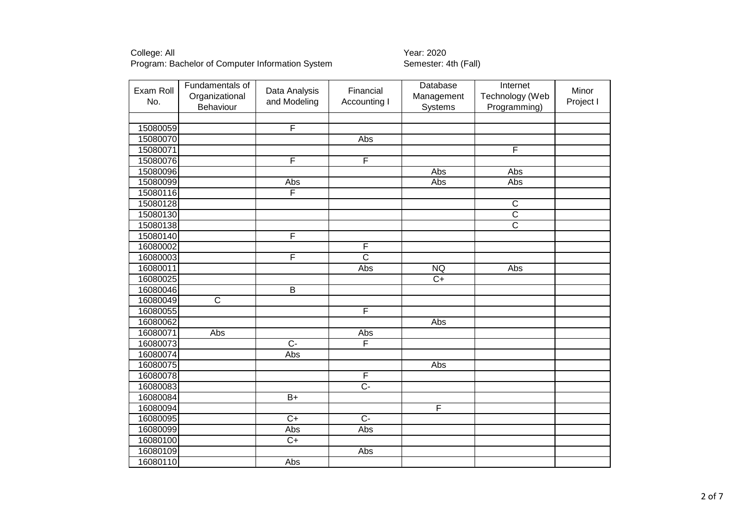College: All
Program: Bachelor of Computer Information System

Year: 2020
Semester: 4th (Fall)

| Exam Roll No. | Fundamentals of Organizational Behaviour | Data Analysis and Modeling | Financial Accounting I | Database Management Systems | Internet Technology (Web Programming) | Minor Project I |
|---|---|---|---|---|---|---|
| | | | | | | |
| 15080059 | | F | | | | |
| 15080070 | | | Abs | | | |
| 15080071 | | | | | F | |
| 15080076 | | F | F | | | |
| 15080096 | | | | Abs | Abs | |
| 15080099 | | Abs | | Abs | Abs | |
| 15080116 | | F | | | | |
| 15080128 | | | | | C | |
| 15080130 | | | | | C | |
| 15080138 | | | | | C | |
| 15080140 | | F | | | | |
| 16080002 | | | F | | | |
| 16080003 | | F | C | | | |
| 16080011 | | | Abs | NQ | Abs | |
| 16080025 | | | | C+ | | |
| 16080046 | | B | | | | |
| 16080049 | C | | | | | |
| 16080055 | | | F | | | |
| 16080062 | | | | Abs | | |
| 16080071 | Abs | | Abs | | | |
| 16080073 | | C- | F | | | |
| 16080074 | | Abs | | | | |
| 16080075 | | | | Abs | | |
| 16080078 | | | F | | | |
| 16080083 | | | C- | | | |
| 16080084 | | B+ | | | | |
| 16080094 | | | | F | | |
| 16080095 | | C+ | C- | | | |
| 16080099 | | Abs | Abs | | | |
| 16080100 | | C+ | | | | |
| 16080109 | | | Abs | | | |
| 16080110 | | Abs | | | | |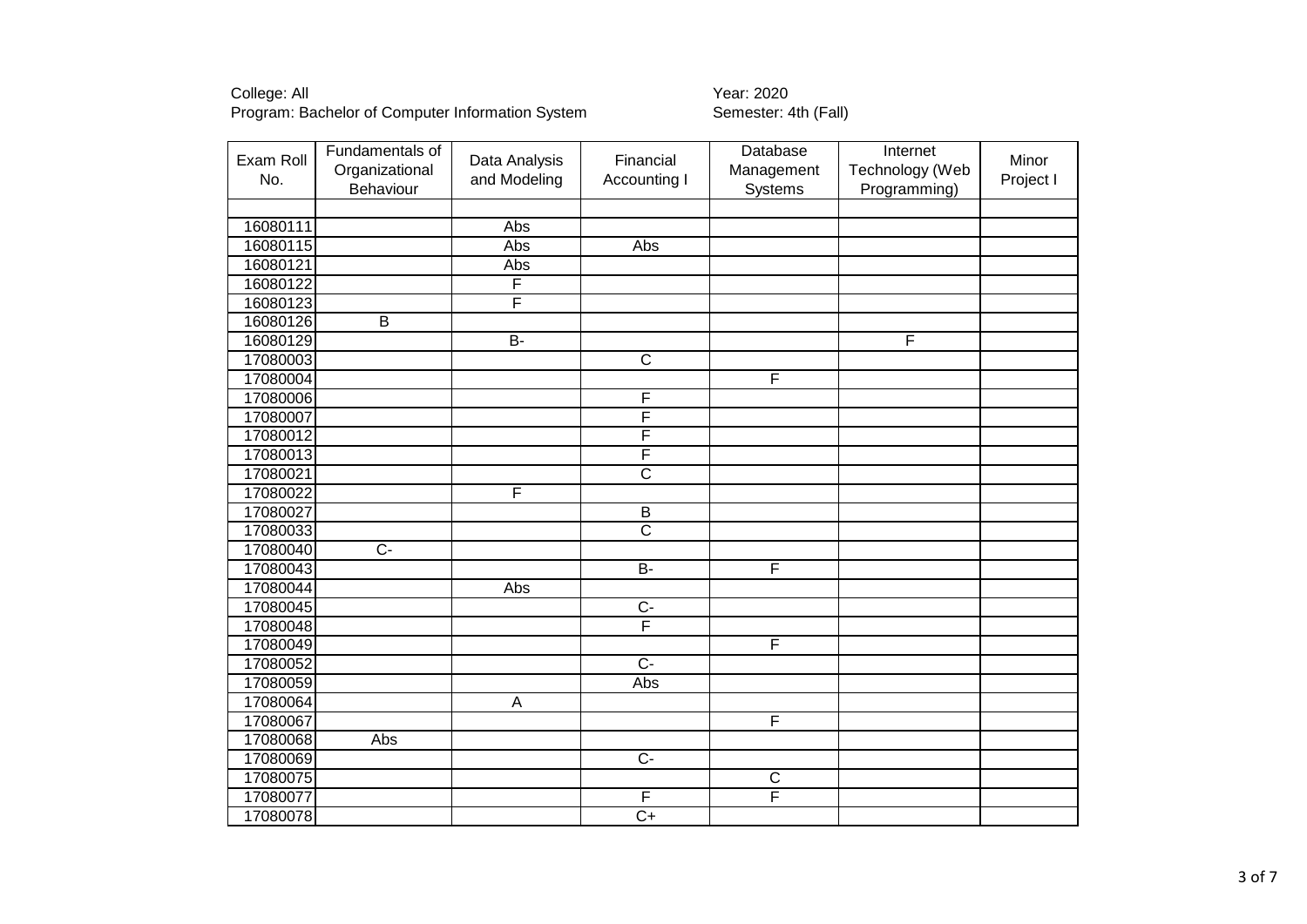College: All
Program: Bachelor of Computer Information System

Year: 2020
Semester: 4th (Fall)

| Exam Roll No. | Fundamentals of Organizational Behaviour | Data Analysis and Modeling | Financial Accounting I | Database Management Systems | Internet Technology (Web Programming) | Minor Project I |
|---|---|---|---|---|---|---|
| | | | | | | |
| 16080111 | | Abs | | | | |
| 16080115 | | Abs | Abs | | | |
| 16080121 | | Abs | | | | |
| 16080122 | | F | | | | |
| 16080123 | | F | | | | |
| 16080126 | B | | | | | |
| 16080129 | | B- | | | F | |
| 17080003 | | | C | | | |
| 17080004 | | | | F | | |
| 17080006 | | | F | | | |
| 17080007 | | | F | | | |
| 17080012 | | | F | | | |
| 17080013 | | | F | | | |
| 17080021 | | | C | | | |
| 17080022 | | F | | | | |
| 17080027 | | | B | | | |
| 17080033 | | | C | | | |
| 17080040 | C- | | | | | |
| 17080043 | | | B- | F | | |
| 17080044 | | Abs | | | | |
| 17080045 | | | C- | | | |
| 17080048 | | | F | | | |
| 17080049 | | | | F | | |
| 17080052 | | | C- | | | |
| 17080059 | | | Abs | | | |
| 17080064 | | A | | | | |
| 17080067 | | | | F | | |
| 17080068 | Abs | | | | | |
| 17080069 | | | C- | | | |
| 17080075 | | | | C | | |
| 17080077 | | | F | F | | |
| 17080078 | | | C+ | | | |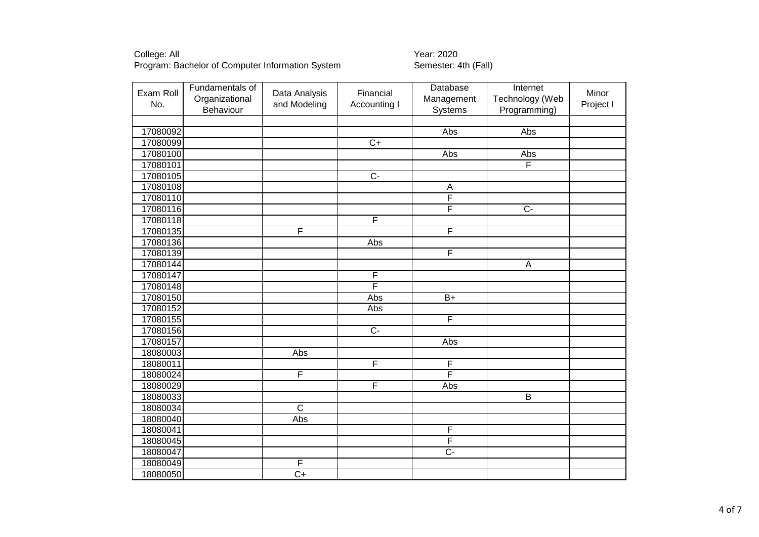College: All
Program: Bachelor of Computer Information System

Year: 2020
Semester: 4th (Fall)

| Exam Roll No. | Fundamentals of Organizational Behaviour | Data Analysis and Modeling | Financial Accounting I | Database Management Systems | Internet Technology (Web Programming) | Minor Project I |
|---|---|---|---|---|---|---|
| | | | | | | |
| 17080092 | | | | Abs | Abs | |
| 17080099 | | | C+ | | | |
| 17080100 | | | | Abs | Abs | |
| 17080101 | | | | | F | |
| 17080105 | | | C- | | | |
| 17080108 | | | | A | | |
| 17080110 | | | | F | | |
| 17080116 | | | | F | C- | |
| 17080118 | | | F | | | |
| 17080135 | | F | | F | | |
| 17080136 | | | Abs | | | |
| 17080139 | | | | F | | |
| 17080144 | | | | | A | |
| 17080147 | | | F | | | |
| 17080148 | | | F | | | |
| 17080150 | | | Abs | B+ | | |
| 17080152 | | | Abs | | | |
| 17080155 | | | | F | | |
| 17080156 | | | C- | | | |
| 17080157 | | | | Abs | | |
| 18080003 | | Abs | | | | |
| 18080011 | | | F | F | | |
| 18080024 | | F | | F | | |
| 18080029 | | | F | Abs | | |
| 18080033 | | | | | B | |
| 18080034 | | C | | | | |
| 18080040 | | Abs | | | | |
| 18080041 | | | | F | | |
| 18080045 | | | | F | | |
| 18080047 | | | | C- | | |
| 18080049 | | F | | | | |
| 18080050 | | C+ | | | | |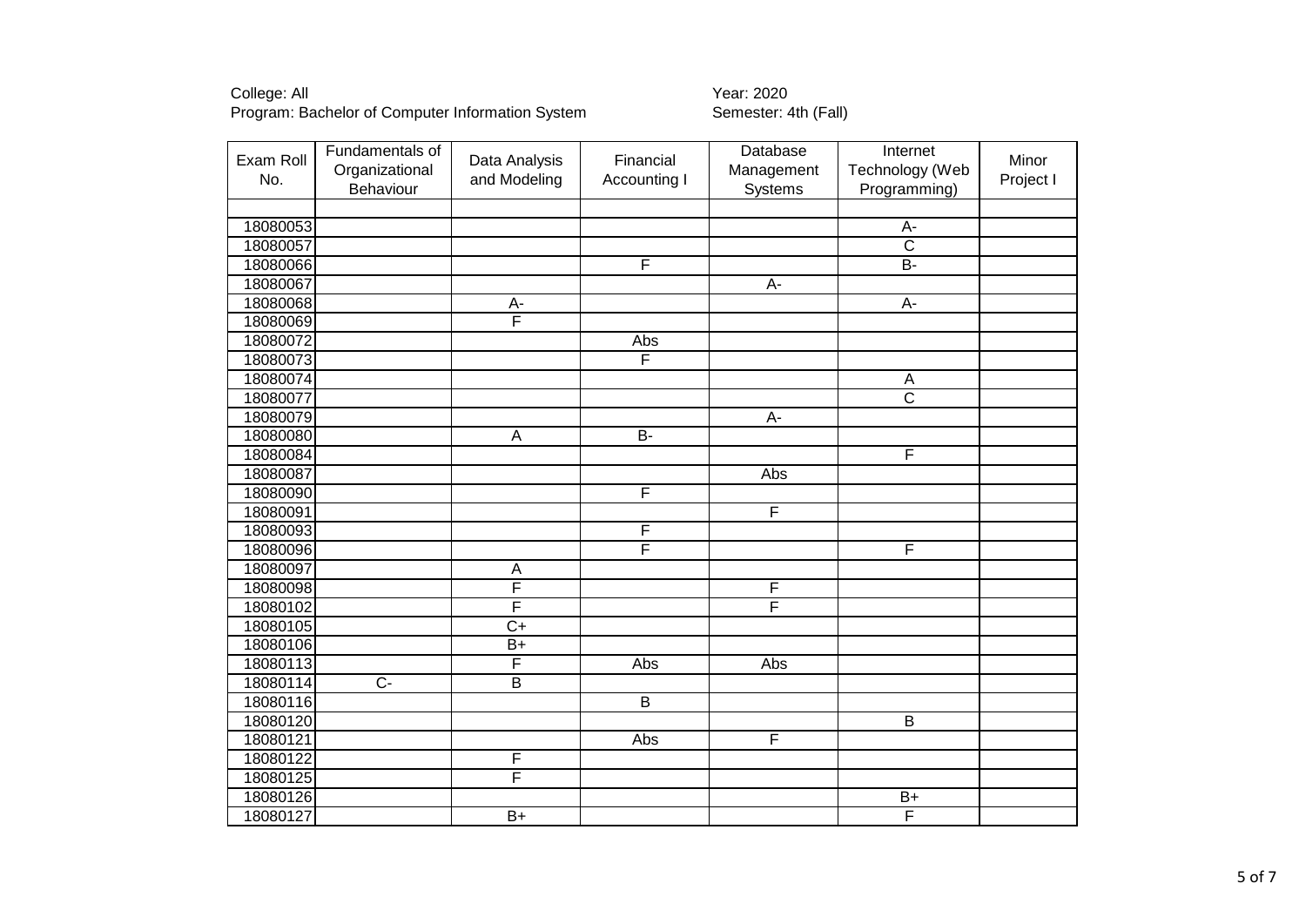College: All
Program: Bachelor of Computer Information System

Year: 2020
Semester: 4th (Fall)

| Exam Roll No. | Fundamentals of Organizational Behaviour | Data Analysis and Modeling | Financial Accounting I | Database Management Systems | Internet Technology (Web Programming) | Minor Project I |
|---|---|---|---|---|---|---|
| | | | | | | |
| 18080053 | | | | | A- | |
| 18080057 | | | | | C | |
| 18080066 | | | F | | B- | |
| 18080067 | | | | A- | | |
| 18080068 | | A- | | | A- | |
| 18080069 | | F | | | | |
| 18080072 | | | Abs | | | |
| 18080073 | | | F | | | |
| 18080074 | | | | | A | |
| 18080077 | | | | | C | |
| 18080079 | | | | A- | | |
| 18080080 | | A | B- | | | |
| 18080084 | | | | | F | |
| 18080087 | | | | Abs | | |
| 18080090 | | | F | | | |
| 18080091 | | | | F | | |
| 18080093 | | | F | | | |
| 18080096 | | | F | | F | |
| 18080097 | | A | | | | |
| 18080098 | | F | | F | | |
| 18080102 | | F | | F | | |
| 18080105 | | C+ | | | | |
| 18080106 | | B+ | | | | |
| 18080113 | | F | Abs | Abs | | |
| 18080114 | C- | B | | | | |
| 18080116 | | | B | | | |
| 18080120 | | | | | B | |
| 18080121 | | | Abs | F | | |
| 18080122 | | F | | | | |
| 18080125 | | F | | | | |
| 18080126 | | | | | B+ | |
| 18080127 | | B+ | | | F | |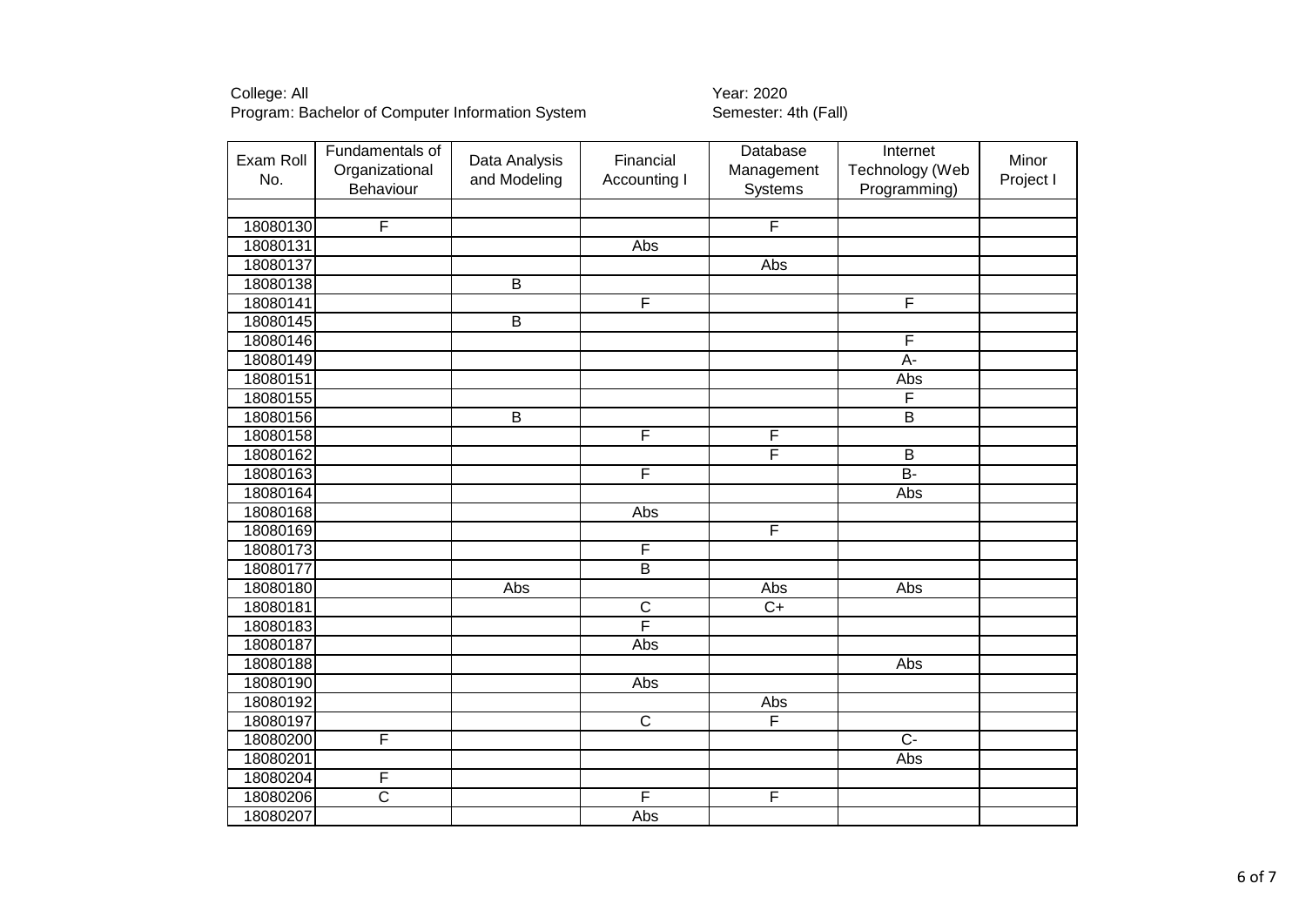College: All
Program: Bachelor of Computer Information System

Year: 2020
Semester: 4th (Fall)

| Exam Roll No. | Fundamentals of Organizational Behaviour | Data Analysis and Modeling | Financial Accounting I | Database Management Systems | Internet Technology (Web Programming) | Minor Project I |
|---|---|---|---|---|---|---|
| | | | | | | |
| 18080130 | F | | | F | | |
| 18080131 | | | Abs | | | |
| 18080137 | | | | Abs | | |
| 18080138 | | B | | | | |
| 18080141 | | | F | | F | |
| 18080145 | | B | | | | |
| 18080146 | | | | | F | |
| 18080149 | | | | | A- | |
| 18080151 | | | | | Abs | |
| 18080155 | | | | | F | |
| 18080156 | | B | | | B | |
| 18080158 | | | F | F | | |
| 18080162 | | | | F | B | |
| 18080163 | | | F | | B- | |
| 18080164 | | | | | Abs | |
| 18080168 | | | Abs | | | |
| 18080169 | | | | F | | |
| 18080173 | | | F | | | |
| 18080177 | | | B | | | |
| 18080180 | | Abs | | Abs | Abs | |
| 18080181 | | | C | C+ | | |
| 18080183 | | | F | | | |
| 18080187 | | | Abs | | | |
| 18080188 | | | | | Abs | |
| 18080190 | | | Abs | | | |
| 18080192 | | | | Abs | | |
| 18080197 | | | C | F | | |
| 18080200 | F | | | | C- | |
| 18080201 | | | | | Abs | |
| 18080204 | F | | | | | |
| 18080206 | C | | F | F | | |
| 18080207 | | | Abs | | | |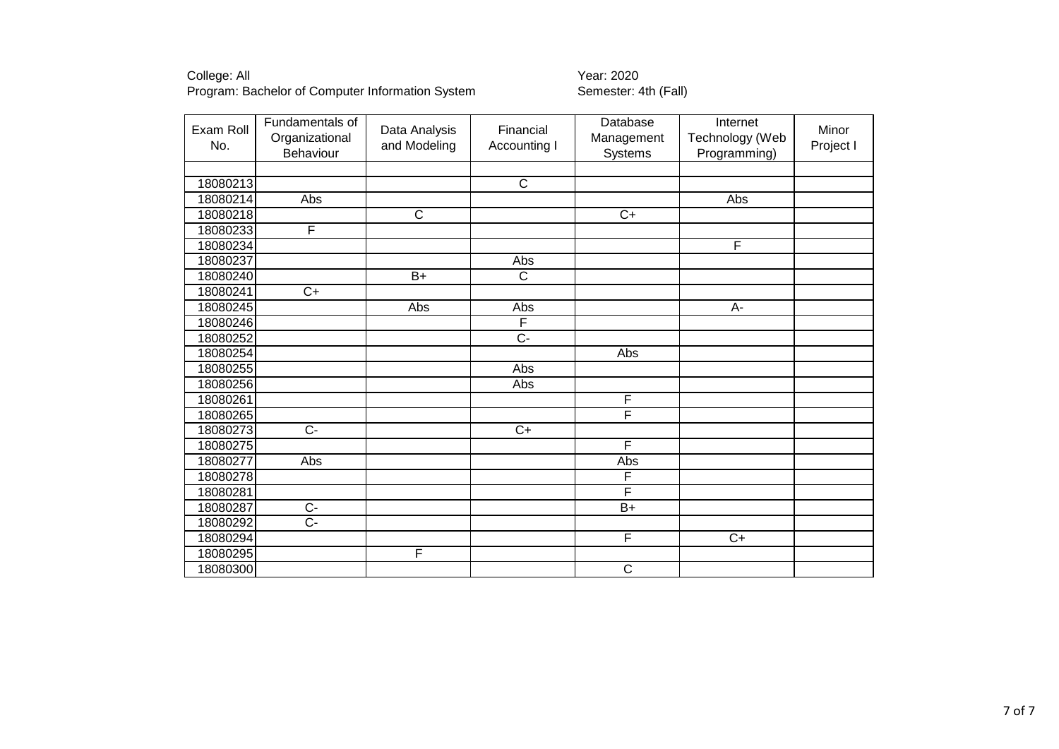College: All
Program: Bachelor of Computer Information System

Year: 2020
Semester: 4th (Fall)

| Exam Roll No. | Fundamentals of Organizational Behaviour | Data Analysis and Modeling | Financial Accounting I | Database Management Systems | Internet Technology (Web Programming) | Minor Project I |
|---|---|---|---|---|---|---|
| | | | | | | |
| 18080213 | | | C | | | |
| 18080214 | Abs | | | | Abs | |
| 18080218 | | C | | C+ | | |
| 18080233 | F | | | | | |
| 18080234 | | | | | F | |
| 18080237 | | | Abs | | | |
| 18080240 | | B+ | C | | | |
| 18080241 | C+ | | | | | |
| 18080245 | | Abs | Abs | | A- | |
| 18080246 | | | F | | | |
| 18080252 | | | C- | | | |
| 18080254 | | | | Abs | | |
| 18080255 | | | Abs | | | |
| 18080256 | | | Abs | | | |
| 18080261 | | | | F | | |
| 18080265 | | | | F | | |
| 18080273 | C- | | C+ | | | |
| 18080275 | | | | F | | |
| 18080277 | Abs | | | Abs | | |
| 18080278 | | | | F | | |
| 18080281 | | | | F | | |
| 18080287 | C- | | | B+ | | |
| 18080292 | C- | | | | | |
| 18080294 | | | | F | C+ | |
| 18080295 | | F | | | | |
| 18080300 | | | | C | | |